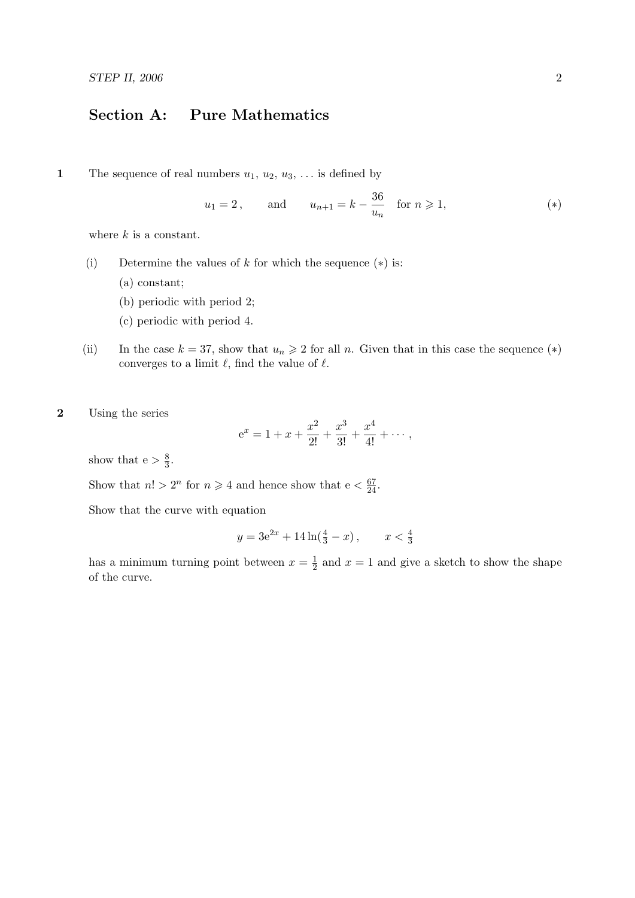## Section A: Pure Mathematics

**1** The sequence of real numbers $u_1$, $u_2$, $u_3$, ... is defined by

$$u_1 = 2\,, \qquad \text{and} \qquad u_{n+1} = k - \frac{36}{u_n} \quad \text{for } n \geqslant 1, \qquad (*)$$

where $k$ is a constant.

(i) Determine the values of $k$ for which the sequence $(*)$ is:

(a) constant;

(b) periodic with period 2;

(c) periodic with period 4.

(ii) In the case $k = 37$, show that $u_n \geqslant 2$ for all $n$. Given that in this case the sequence $(*)$ converges to a limit $\ell$, find the value of $\ell$.

**2** Using the series

$$\mathrm{e}^x = 1 + x + \frac{x^2}{2!} + \frac{x^3}{3!} + \frac{x^4}{4!} + \cdots\,,$$

show that $\mathrm{e} > \frac{8}{3}$.

Show that $n! > 2^n$ for $n \geqslant 4$ and hence show that $\mathrm{e} < \frac{67}{24}$.

Show that the curve with equation

$$y = 3\mathrm{e}^{2x} + 14\ln(\tfrac{4}{3} - x)\,, \qquad x < \tfrac{4}{3}$$

has a minimum turning point between $x = \frac{1}{2}$ and $x = 1$ and give a sketch to show the shape of the curve.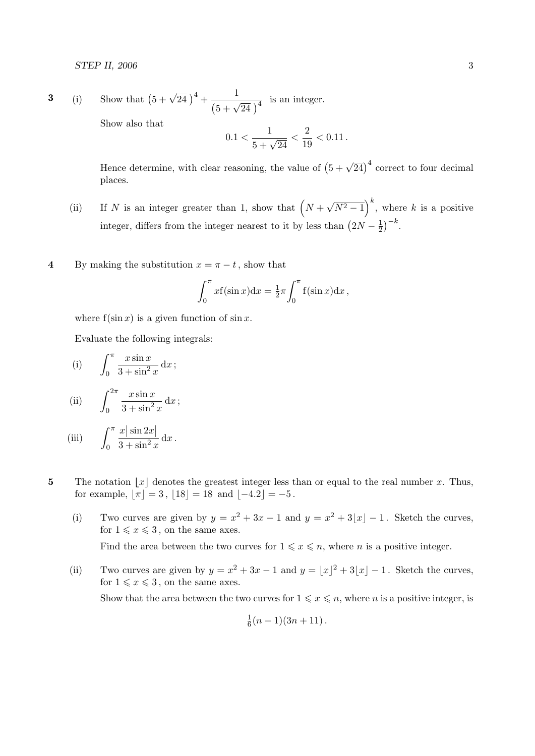**3** (i) Show that $\left(5+\sqrt{24}\,\right)^4 + \dfrac{1}{\left(5+\sqrt{24}\,\right)^4}$ is an integer.

Show also that

$$0.1 < \frac{1}{5+\sqrt{24}} < \frac{2}{19} < 0.11\,.$$

Hence determine, with clear reasoning, the value of $\left(5+\sqrt{24}\right)^4$ correct to four decimal places.

(ii) If $N$ is an integer greater than 1, show that $\left(N+\sqrt{N^2-1}\right)^k$, where $k$ is a positive integer, differs from the integer nearest to it by less than $\left(2N-\frac{1}{2}\right)^{-k}$.

**4** By making the substitution $x = \pi - t$, show that

$$\int_0^{\pi} x\mathrm{f}(\sin x)\mathrm{d}x = \tfrac{1}{2}\pi \int_0^{\pi} \mathrm{f}(\sin x)\mathrm{d}x\,,$$

where $\mathrm{f}(\sin x)$ is a given function of $\sin x$.

Evaluate the following integrals:

(i) $\displaystyle\int_0^{\pi} \frac{x\sin x}{3+\sin^2 x}\,\mathrm{d}x\,;$

(ii) $\displaystyle\int_0^{2\pi} \frac{x\sin x}{3+\sin^2 x}\,\mathrm{d}x\,;$

(iii) $\displaystyle\int_0^{\pi} \frac{x\left|\sin 2x\right|}{3+\sin^2 x}\,\mathrm{d}x\,.$

**5** The notation $\lfloor x \rfloor$ denotes the greatest integer less than or equal to the real number $x$. Thus, for example, $\lfloor \pi \rfloor = 3$, $\lfloor 18 \rfloor = 18$ and $\lfloor -4.2 \rfloor = -5$.

(i) Two curves are given by $y = x^2 + 3x - 1$ and $y = x^2 + 3\lfloor x \rfloor - 1$. Sketch the curves, for $1 \leqslant x \leqslant 3$, on the same axes.

Find the area between the two curves for $1 \leqslant x \leqslant n$, where $n$ is a positive integer.

(ii) Two curves are given by $y = x^2 + 3x - 1$ and $y = \lfloor x \rfloor^2 + 3\lfloor x \rfloor - 1$. Sketch the curves, for $1 \leqslant x \leqslant 3$, on the same axes.

Show that the area between the two curves for $1 \leqslant x \leqslant n$, where $n$ is a positive integer, is

$$\tfrac{1}{6}(n-1)(3n+11)\,.$$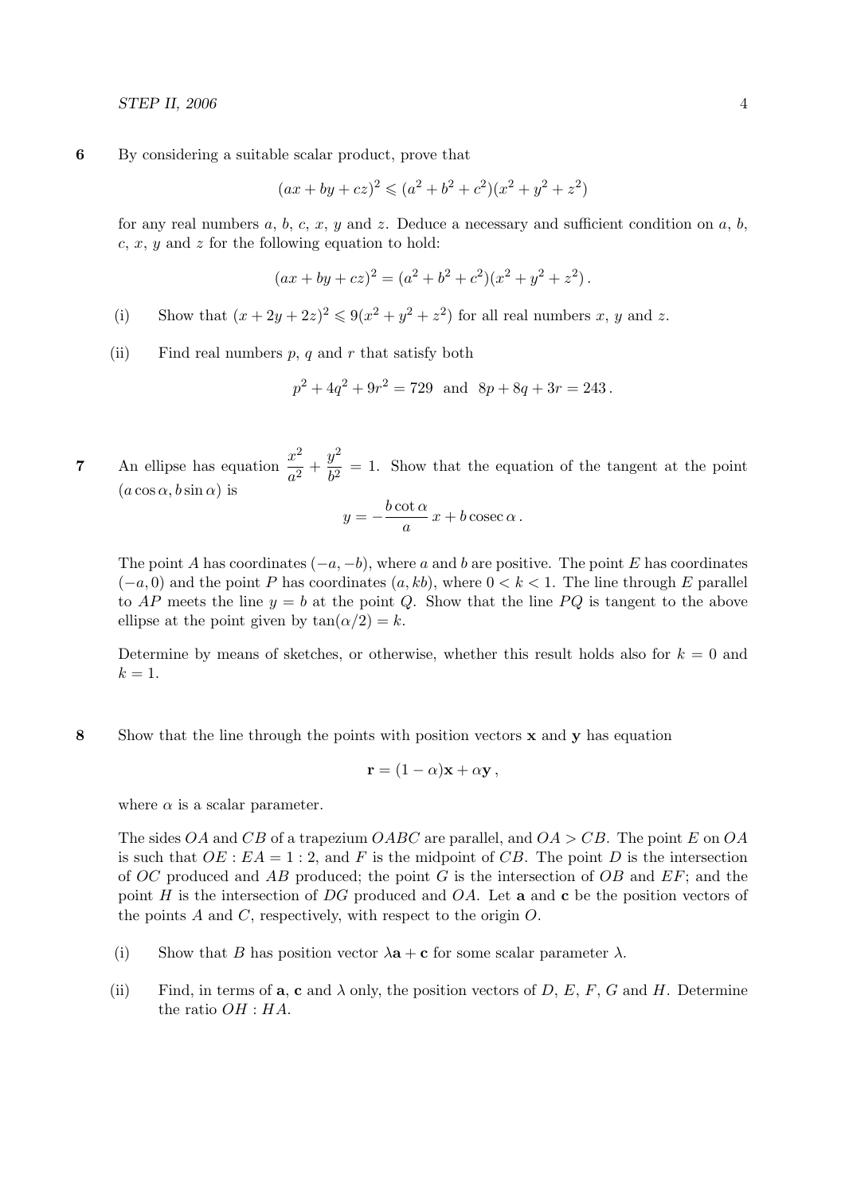**6** By considering a suitable scalar product, prove that

$$(ax + by + cz)^2 \leqslant (a^2 + b^2 + c^2)(x^2 + y^2 + z^2)$$

for any real numbers $a$, $b$, $c$, $x$, $y$ and $z$. Deduce a necessary and sufficient condition on $a$, $b$, $c$, $x$, $y$ and $z$ for the following equation to hold:

$$(ax + by + cz)^2 = (a^2 + b^2 + c^2)(x^2 + y^2 + z^2)\,.$$

(i) Show that $(x + 2y + 2z)^2 \leqslant 9(x^2 + y^2 + z^2)$ for all real numbers $x$, $y$ and $z$.

(ii) Find real numbers $p$, $q$ and $r$ that satisfy both

$$p^2 + 4q^2 + 9r^2 = 729 \;\text{ and }\; 8p + 8q + 3r = 243\,.$$

**7** An ellipse has equation $\dfrac{x^2}{a^2} + \dfrac{y^2}{b^2} = 1$. Show that the equation of the tangent at the point $(a\cos\alpha, b\sin\alpha)$ is

$$y = -\frac{b\cot\alpha}{a}\,x + b\,\text{cosec}\,\alpha\,.$$

The point $A$ has coordinates $(-a, -b)$, where $a$ and $b$ are positive. The point $E$ has coordinates $(-a, 0)$ and the point $P$ has coordinates $(a, kb)$, where $0 < k < 1$. The line through $E$ parallel to $AP$ meets the line $y = b$ at the point $Q$. Show that the line $PQ$ is tangent to the above ellipse at the point given by $\tan(\alpha/2) = k$.

Determine by means of sketches, or otherwise, whether this result holds also for $k = 0$ and $k = 1$.

**8** Show that the line through the points with position vectors $\mathbf{x}$ and $\mathbf{y}$ has equation

$$\mathbf{r} = (1 - \alpha)\mathbf{x} + \alpha\mathbf{y}\,,$$

where $\alpha$ is a scalar parameter.

The sides $OA$ and $CB$ of a trapezium $OABC$ are parallel, and $OA > CB$. The point $E$ on $OA$ is such that $OE : EA = 1 : 2$, and $F$ is the midpoint of $CB$. The point $D$ is the intersection of $OC$ produced and $AB$ produced; the point $G$ is the intersection of $OB$ and $EF$; and the point $H$ is the intersection of $DG$ produced and $OA$. Let $\mathbf{a}$ and $\mathbf{c}$ be the position vectors of the points $A$ and $C$, respectively, with respect to the origin $O$.

(i) Show that $B$ has position vector $\lambda\mathbf{a} + \mathbf{c}$ for some scalar parameter $\lambda$.

(ii) Find, in terms of $\mathbf{a}$, $\mathbf{c}$ and $\lambda$ only, the position vectors of $D$, $E$, $F$, $G$ and $H$. Determine the ratio $OH : HA$.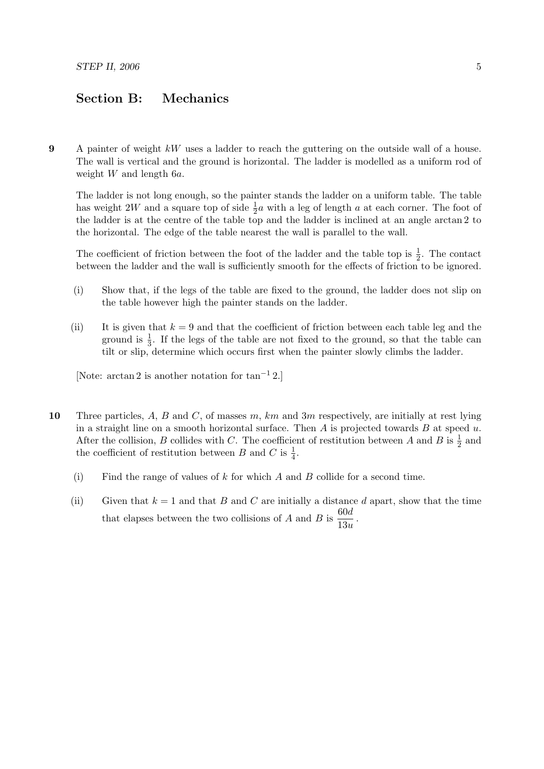## Section B: Mechanics

**9** A painter of weight $kW$ uses a ladder to reach the guttering on the outside wall of a house. The wall is vertical and the ground is horizontal. The ladder is modelled as a uniform rod of weight $W$ and length $6a$.

The ladder is not long enough, so the painter stands the ladder on a uniform table. The table has weight $2W$ and a square top of side $\frac{1}{2}a$ with a leg of length $a$ at each corner. The foot of the ladder is at the centre of the table top and the ladder is inclined at an angle $\arctan 2$ to the horizontal. The edge of the table nearest the wall is parallel to the wall.

The coefficient of friction between the foot of the ladder and the table top is $\frac{1}{2}$. The contact between the ladder and the wall is sufficiently smooth for the effects of friction to be ignored.

(i) Show that, if the legs of the table are fixed to the ground, the ladder does not slip on the table however high the painter stands on the ladder.

(ii) It is given that $k = 9$ and that the coefficient of friction between each table leg and the ground is $\frac{1}{3}$. If the legs of the table are not fixed to the ground, so that the table can tilt or slip, determine which occurs first when the painter slowly climbs the ladder.

[Note: $\arctan 2$ is another notation for $\tan^{-1} 2$.]

**10** Three particles, $A$, $B$ and $C$, of masses $m$, $km$ and $3m$ respectively, are initially at rest lying in a straight line on a smooth horizontal surface. Then $A$ is projected towards $B$ at speed $u$. After the collision, $B$ collides with $C$. The coefficient of restitution between $A$ and $B$ is $\frac{1}{2}$ and the coefficient of restitution between $B$ and $C$ is $\frac{1}{4}$.

(i) Find the range of values of $k$ for which $A$ and $B$ collide for a second time.

(ii) Given that $k = 1$ and that $B$ and $C$ are initially a distance $d$ apart, show that the time that elapses between the two collisions of $A$ and $B$ is $\dfrac{60d}{13u}$.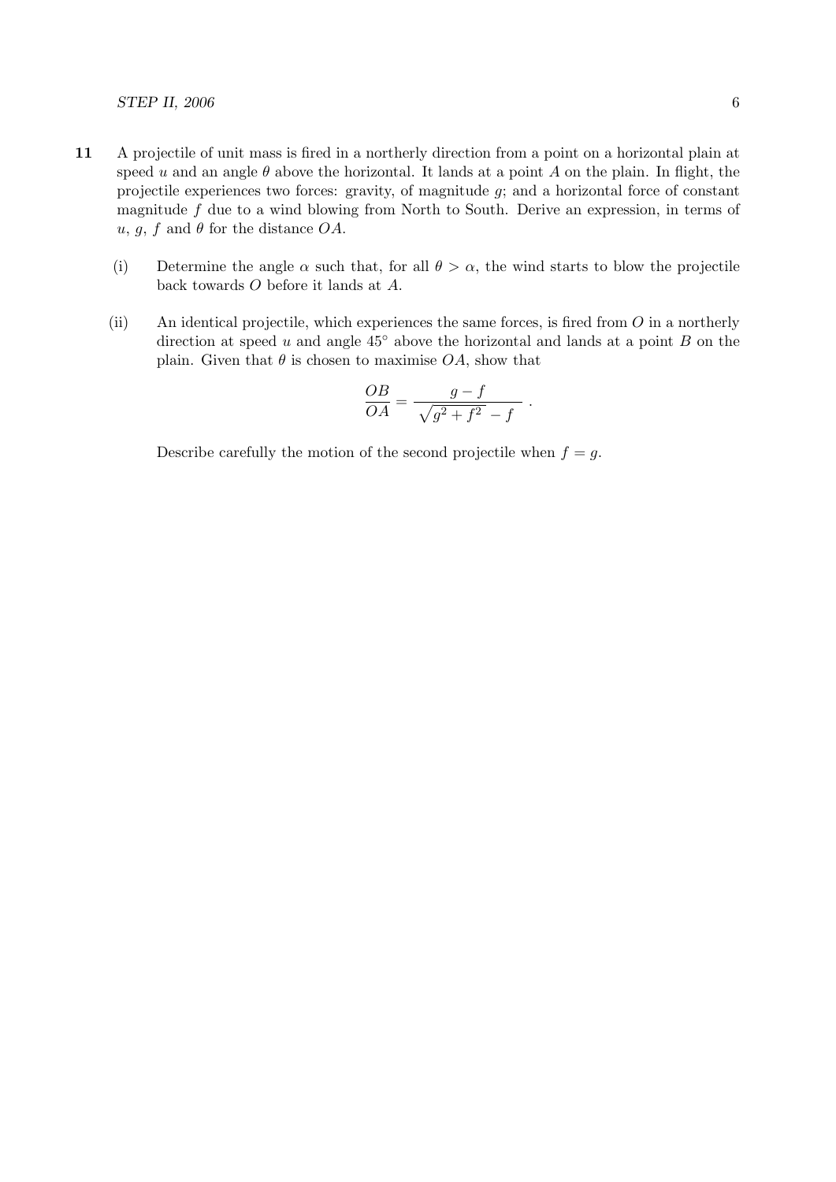**11** A projectile of unit mass is fired in a northerly direction from a point on a horizontal plain at speed $u$ and an angle $\theta$ above the horizontal. It lands at a point $A$ on the plain. In flight, the projectile experiences two forces: gravity, of magnitude $g$; and a horizontal force of constant magnitude $f$ due to a wind blowing from North to South. Derive an expression, in terms of $u$, $g$, $f$ and $\theta$ for the distance $OA$.

(i) Determine the angle $\alpha$ such that, for all $\theta > \alpha$, the wind starts to blow the projectile back towards $O$ before it lands at $A$.

(ii) An identical projectile, which experiences the same forces, is fired from $O$ in a northerly direction at speed $u$ and angle $45^\circ$ above the horizontal and lands at a point $B$ on the plain. Given that $\theta$ is chosen to maximise $OA$, show that

$$\frac{OB}{OA} = \frac{g - f}{\sqrt{g^2 + f^2} - f} .$$

Describe carefully the motion of the second projectile when $f = g$.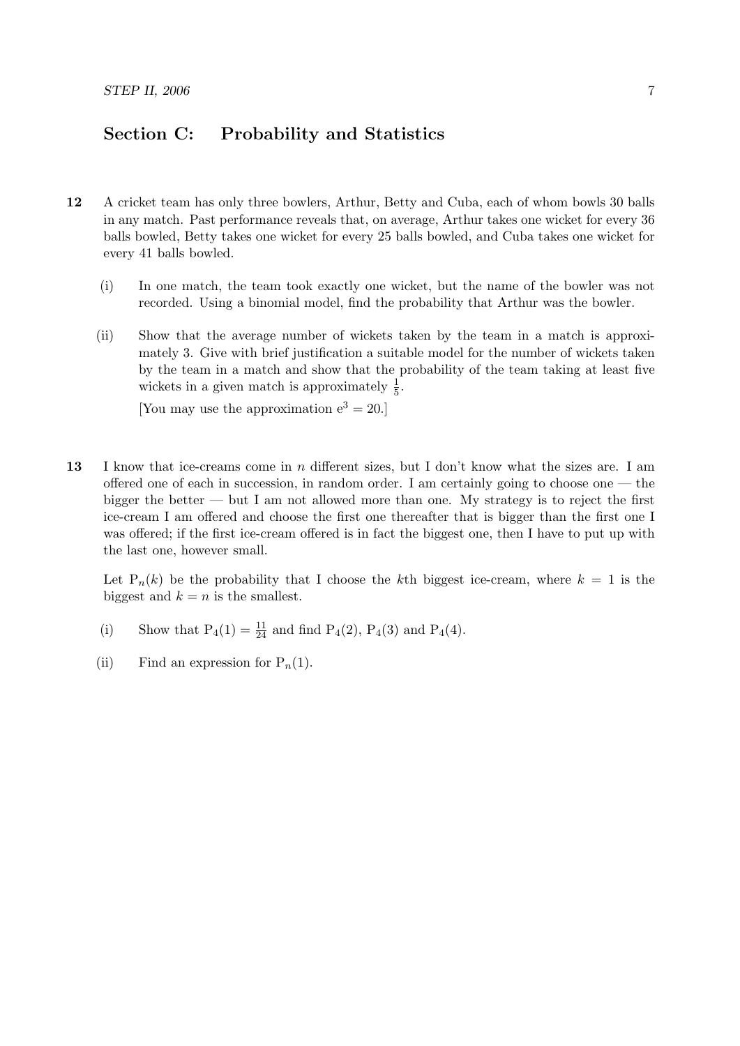## Section C: Probability and Statistics

**12** A cricket team has only three bowlers, Arthur, Betty and Cuba, each of whom bowls 30 balls in any match. Past performance reveals that, on average, Arthur takes one wicket for every 36 balls bowled, Betty takes one wicket for every 25 balls bowled, and Cuba takes one wicket for every 41 balls bowled.

(i) In one match, the team took exactly one wicket, but the name of the bowler was not recorded. Using a binomial model, find the probability that Arthur was the bowler.

(ii) Show that the average number of wickets taken by the team in a match is approximately 3. Give with brief justification a suitable model for the number of wickets taken by the team in a match and show that the probability of the team taking at least five wickets in a given match is approximately $\frac{1}{5}$.

[You may use the approximation $e^3 = 20$.]

**13** I know that ice-creams come in $n$ different sizes, but I don't know what the sizes are. I am offered one of each in succession, in random order. I am certainly going to choose one — the bigger the better — but I am not allowed more than one. My strategy is to reject the first ice-cream I am offered and choose the first one thereafter that is bigger than the first one I was offered; if the first ice-cream offered is in fact the biggest one, then I have to put up with the last one, however small.

Let $P_n(k)$ be the probability that I choose the $k$th biggest ice-cream, where $k = 1$ is the biggest and $k = n$ is the smallest.

(i) Show that $P_4(1) = \frac{11}{24}$ and find $P_4(2)$, $P_4(3)$ and $P_4(4)$.

(ii) Find an expression for $P_n(1)$.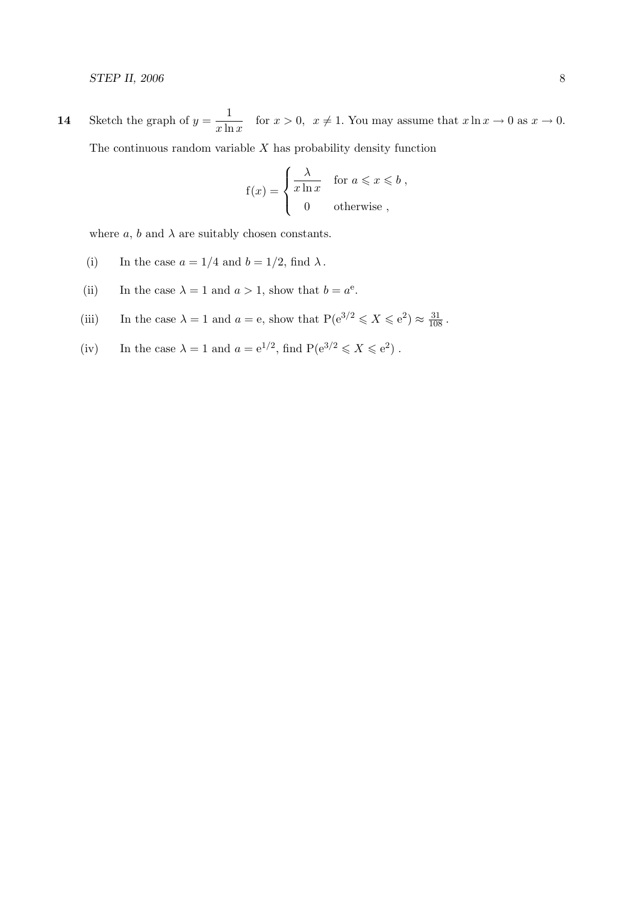**14** Sketch the graph of $y = \dfrac{1}{x \ln x}$ for $x > 0$, $x \neq 1$. You may assume that $x \ln x \to 0$ as $x \to 0$.

The continuous random variable $X$ has probability density function

$$\mathrm{f}(x) = \begin{cases} \dfrac{\lambda}{x \ln x} & \text{for } a \leqslant x \leqslant b\,, \\ 0 & \text{otherwise}\,, \end{cases}$$

where $a$, $b$ and $\lambda$ are suitably chosen constants.

(i) In the case $a = 1/4$ and $b = 1/2$, find $\lambda$.

(ii) In the case $\lambda = 1$ and $a > 1$, show that $b = a^{\mathrm{e}}$.

(iii) In the case $\lambda = 1$ and $a = \mathrm{e}$, show that $\mathrm{P}(\mathrm{e}^{3/2} \leqslant X \leqslant \mathrm{e}^2) \approx \frac{31}{108}$.

(iv) In the case $\lambda = 1$ and $a = \mathrm{e}^{1/2}$, find $\mathrm{P}(\mathrm{e}^{3/2} \leqslant X \leqslant \mathrm{e}^2)$.